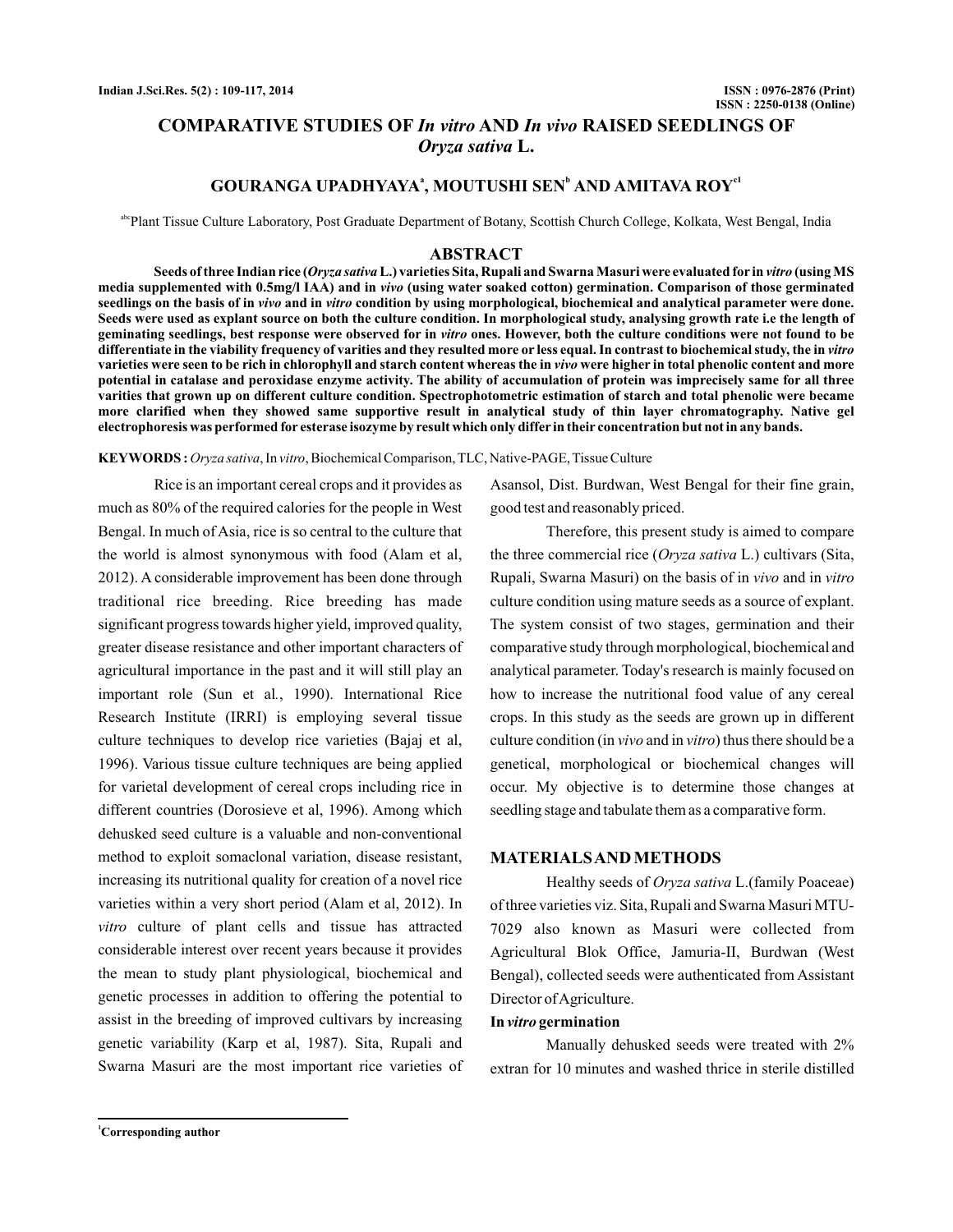# COMPARATIVE STUDIES OF *In vitro* AND *In vivo* RAISED SEEDLINGS OF *Oryza sativa* L.

**GOURANGA UPADHYAYA[a], MOUTUSHI SEN[b] AND AMITAVA ROY[c1]**

[abc]Plant Tissue Culture Laboratory, Post Graduate Department of Botany, Scottish Church College, Kolkata, West Bengal, India

## ABSTRACT

**Seeds of three Indian rice (*Oryza sativa* L.) varieties Sita, Rupali and Swarna Masuri were evaluated for in *vitro* (using MS media supplemented with 0.5mg/l IAA) and in *vivo* (using water soaked cotton) germination. Comparison of those germinated seedlings on the basis of in *vivo* and in *vitro* condition by using morphological, biochemical and analytical parameter were done. Seeds were used as explant source on both the culture condition. In morphological study, analysing growth rate i.e the length of geminating seedlings, best response were observed for in *vitro* ones. However, both the culture conditions were not found to be differentiate in the viability frequency of varities and they resulted more or less equal. In contrast to biochemical study, the in *vitro* varieties were seen to be rich in chlorophyll and starch content whereas the in *vivo* were higher in total phenolic content and more potential in catalase and peroxidase enzyme activity. The ability of accumulation of protein was imprecisely same for all three varieties that grown up on different culture condition. Spectrophotometric estimation of starch and total phenolic were became more clarified when they showed same supportive result in analytical study of thin layer chromatography. Native gel electrophoresis was performed for esterase isozyme by result which only differ in their concentration but not in any bands.**

**KEYWORDS :** *Oryza sativa*, In *vitro*, Biochemical Comparison, TLC, Native-PAGE, Tissue Culture

Rice is an important cereal crops and it provides as much as 80% of the required calories for the people in West Bengal. In much of Asia, rice is so central to the culture that the world is almost synonymous with food (Alam et al, 2012). A considerable improvement has been done through traditional rice breeding. Rice breeding has made significant progress towards higher yield, improved quality, greater disease resistance and other important characters of agricultural importance in the past and it will still play an important role (Sun et al., 1990). International Rice Research Institute (IRRI) is employing several tissue culture techniques to develop rice varieties (Bajaj et al, 1996). Various tissue culture techniques are being applied for varietal development of cereal crops including rice in different countries (Dorosieve et al, 1996). Among which dehusked seed culture is a valuable and non-conventional method to exploit somaclonal variation, disease resistant, increasing its nutritional quality for creation of a novel rice varieties within a very short period (Alam et al, 2012). In *vitro* culture of plant cells and tissue has attracted considerable interest over recent years because it provides the mean to study plant physiological, biochemical and genetic processes in addition to offering the potential to assist in the breeding of improved cultivars by increasing genetic variability (Karp et al, 1987). Sita, Rupali and Swarna Masuri are the most important rice varieties of Asansol, Dist. Burdwan, West Bengal for their fine grain, good test and reasonably priced.

Therefore, this present study is aimed to compare the three commercial rice (*Oryza sativa* L.) cultivars (Sita, Rupali, Swarna Masuri) on the basis of in *vivo* and in *vitro* culture condition using mature seeds as a source of explant. The system consist of two stages, germination and their comparative study through morphological, biochemical and analytical parameter. Today's research is mainly focused on how to increase the nutritional food value of any cereal crops. In this study as the seeds are grown up in different culture condition (in *vivo* and in *vitro*) thus there should be a genetical, morphological or biochemical changes will occur. My objective is to determine those changes at seedling stage and tabulate them as a comparative form.

## MATERIALS AND METHODS

Healthy seeds of *Oryza sativa* L.(family Poaceae) of three varieties viz. Sita, Rupali and Swarna Masuri MTU-7029 also known as Masuri were collected from Agricultural Blok Office, Jamuria-II, Burdwan (West Bengal), collected seeds were authenticated from Assistant Director of Agriculture.

### In *vitro* germination

Manually dehusked seeds were treated with 2% extran for 10 minutes and washed thrice in sterile distilled

[1]Corresponding author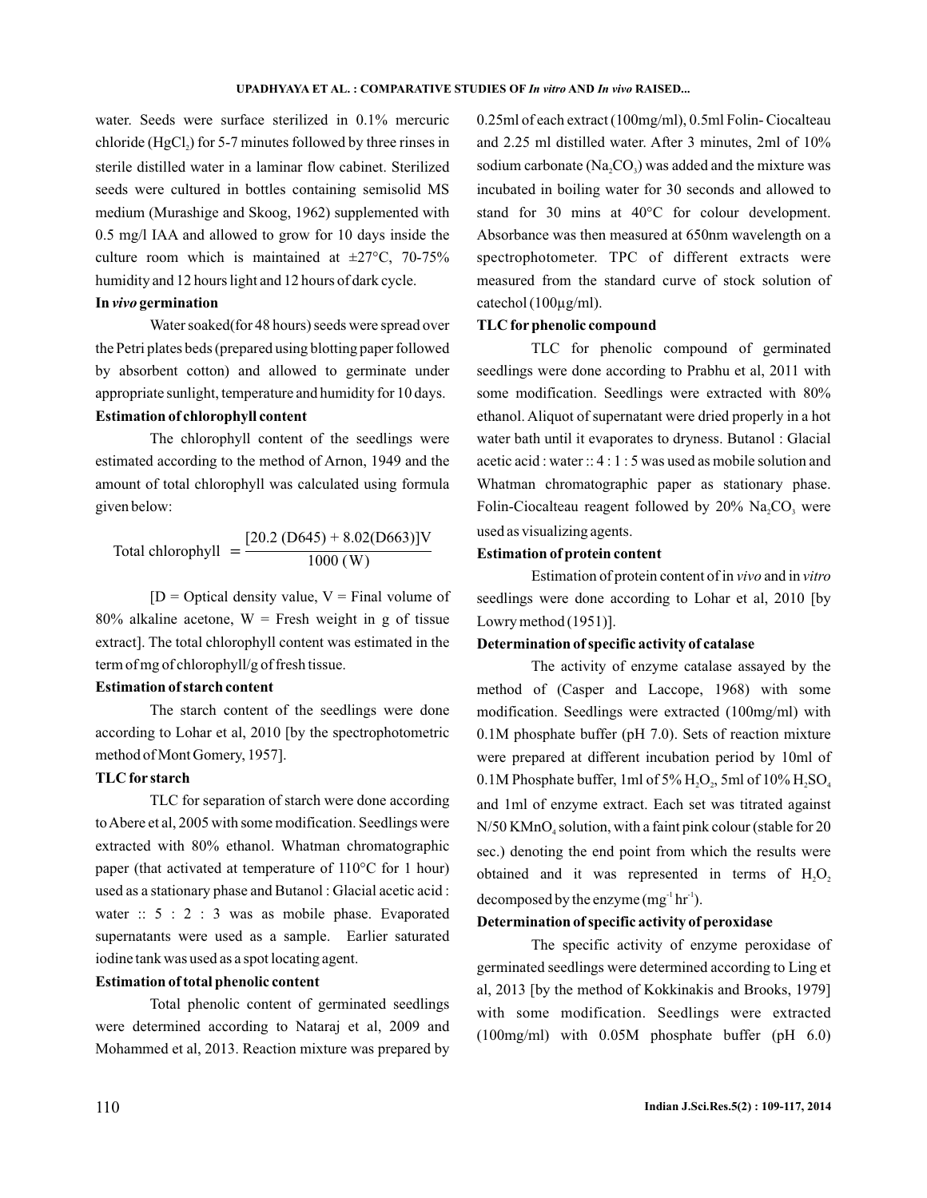water. Seeds were surface sterilized in 0.1% mercuric chloride ($HgCl_2$) for 5-7 minutes followed by three rinses in sterile distilled water in a laminar flow cabinet. Sterilized seeds were cultured in bottles containing semisolid MS medium (Murashige and Skoog, 1962) supplemented with 0.5 mg/l IAA and allowed to grow for 10 days inside the culture room which is maintained at ±27°C, 70-75% humidity and 12 hours light and 12 hours of dark cycle.

**In *vivo* germination**

Water soaked(for 48 hours) seeds were spread over the Petri plates beds (prepared using blotting paper followed by absorbent cotton) and allowed to germinate under appropriate sunlight, temperature and humidity for 10 days.

**Estimation of chlorophyll content**

The chlorophyll content of the seedlings were estimated according to the method of Arnon, 1949 and the amount of total chlorophyll was calculated using formula given below:

$$\text{Total chlorophyll} = \frac{[20.2\ (D645) + 8.02(D663)]V}{1000\ (W)}$$

[D = Optical density value, V = Final volume of 80% alkaline acetone, W = Fresh weight in g of tissue extract]. The total chlorophyll content was estimated in the term of mg of chlorophyll/g of fresh tissue.

**Estimation of starch content**

The starch content of the seedlings were done according to Lohar et al, 2010 [by the spectrophotometric method of Mont Gomery, 1957].

**TLC for starch**

TLC for separation of starch were done according to Abere et al, 2005 with some modification. Seedlings were extracted with 80% ethanol. Whatman chromatographic paper (that activated at temperature of 110°C for 1 hour) used as a stationary phase and Butanol : Glacial acetic acid : water :: 5 : 2 : 3 was as mobile phase. Evaporated supernatants were used as a sample. Earlier saturated iodine tank was used as a spot locating agent.

**Estimation of total phenolic content**

Total phenolic content of germinated seedlings were determined according to Nataraj et al, 2009 and Mohammed et al, 2013. Reaction mixture was prepared by 0.25ml of each extract (100mg/ml), 0.5ml Folin- Ciocalteau and 2.25 ml distilled water. After 3 minutes, 2ml of 10% sodium carbonate ($Na_2CO_3$) was added and the mixture was incubated in boiling water for 30 seconds and allowed to stand for 30 mins at 40°C for colour development. Absorbance was then measured at 650nm wavelength on a spectrophotometer. TPC of different extracts were measured from the standard curve of stock solution of catechol (100µg/ml).

**TLC for phenolic compound**

TLC for phenolic compound of germinated seedlings were done according to Prabhu et al, 2011 with some modification. Seedlings were extracted with 80% ethanol. Aliquot of supernatant were dried properly in a hot water bath until it evaporates to dryness. Butanol : Glacial acetic acid : water :: 4 : 1 : 5 was used as mobile solution and Whatman chromatographic paper as stationary phase. Folin-Ciocalteau reagent followed by 20% $Na_2CO_3$ were used as visualizing agents.

**Estimation of protein content**

Estimation of protein content of in *vivo* and in *vitro* seedlings were done according to Lohar et al, 2010 [by Lowry method (1951)].

**Determination of specific activity of catalase**

The activity of enzyme catalase assayed by the method of (Casper and Laccope, 1968) with some modification. Seedlings were extracted (100mg/ml) with 0.1M phosphate buffer (pH 7.0). Sets of reaction mixture were prepared at different incubation period by 10ml of 0.1M Phosphate buffer, 1ml of 5% $H_2O_2$, 5ml of 10% $H_2SO_4$ and 1ml of enzyme extract. Each set was titrated against N/50 $KMnO_4$ solution, with a faint pink colour (stable for 20 sec.) denoting the end point from which the results were obtained and it was represented in terms of $H_2O_2$ decomposed by the enzyme ($mg^{-1}\ hr^{-1}$).

**Determination of specific activity of peroxidase**

The specific activity of enzyme peroxidase of germinated seedlings were determined according to Ling et al, 2013 [by the method of Kokkinakis and Brooks, 1979] with some modification. Seedlings were extracted (100mg/ml) with 0.05M phosphate buffer (pH 6.0)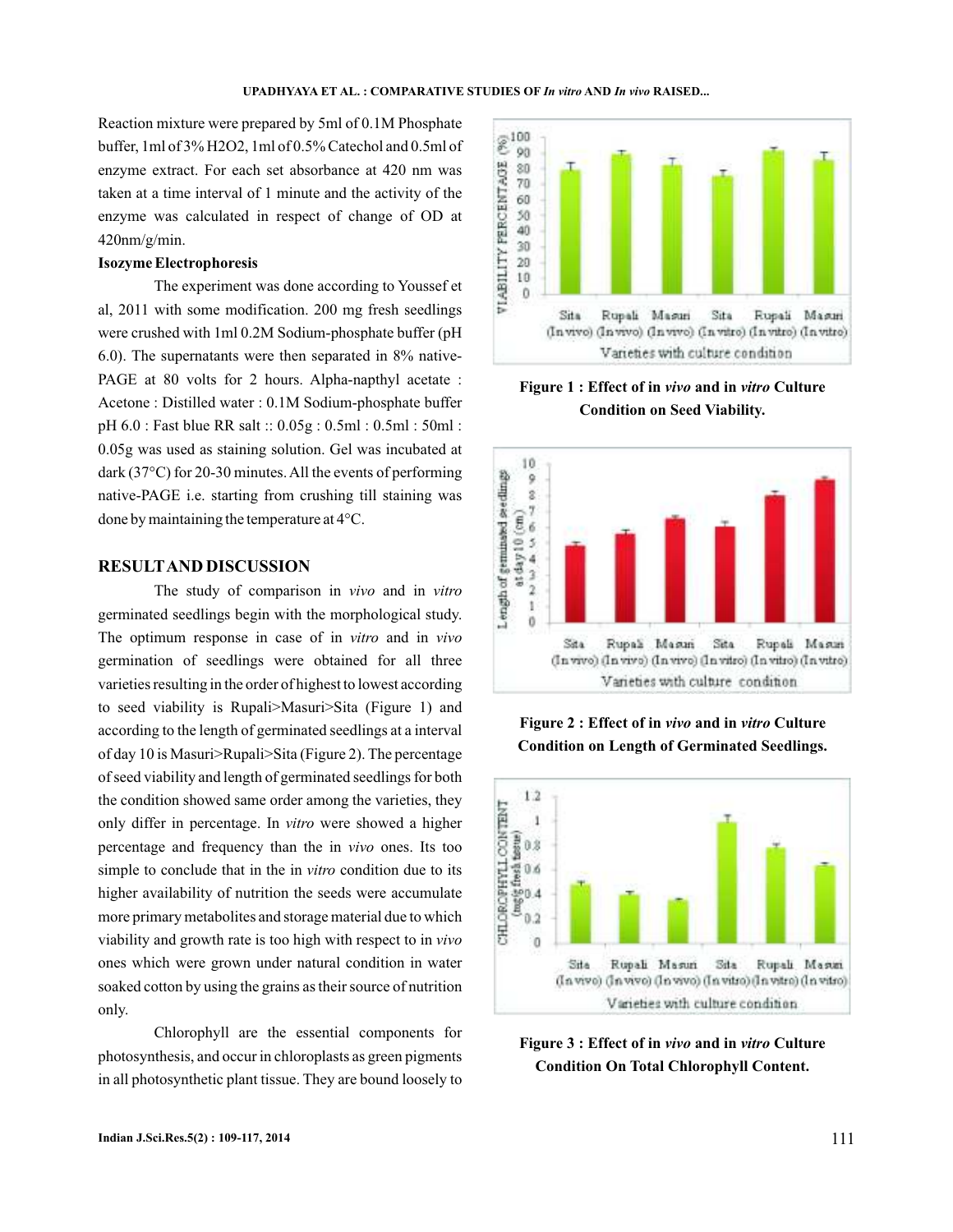Reaction mixture were prepared by 5ml of 0.1M Phosphate buffer, 1ml of 3% $H_2O_2$, 1ml of 0.5% Catechol and 0.5ml of enzyme extract. For each set absorbance at 420 nm was taken at a time interval of 1 minute and the activity of the enzyme was calculated in respect of change of OD at 420nm/g/min.

**Isozyme Electrophoresis**

The experiment was done according to Youssef et al, 2011 with some modification. 200 mg fresh seedlings were crushed with 1ml 0.2M Sodium-phosphate buffer (pH 6.0). The supernatants were then separated in 8% native-PAGE at 80 volts for 2 hours. Alpha-napthyl acetate : Acetone : Distilled water : 0.1M Sodium-phosphate buffer pH 6.0 : Fast blue RR salt :: 0.05g : 0.5ml : 0.5ml : 50ml : 0.05g was used as staining solution. Gel was incubated at dark (37°C) for 20-30 minutes. All the events of performing native-PAGE i.e. starting from crushing till staining was done by maintaining the temperature at 4°C.

## RESULT AND DISCUSSION

The study of comparison in *vivo* and in *vitro* germinated seedlings begin with the morphological study. The optimum response in case of in *vitro* and in *vivo* germination of seedlings were obtained for all three varieties resulting in the order of highest to lowest according to seed viability is Rupali>Masuri>Sita (Figure 1) and according to the length of germinated seedlings at a interval of day 10 is Masuri>Rupali>Sita (Figure 2). The percentage of seed viability and length of germinated seedlings for both the condition showed same order among the varieties, they only differ in percentage. In *vitro* were showed a higher percentage and frequency than the in *vivo* ones. Its too simple to conclude that in the in *vitro* condition due to its higher availability of nutrition the seeds were accumulate more primary metabolites and storage material due to which viability and growth rate is too high with respect to in *vivo* ones which were grown under natural condition in water soaked cotton by using the grains as their source of nutrition only.

Chlorophyll are the essential components for photosynthesis, and occur in chloroplasts as green pigments in all photosynthetic plant tissue. They are bound loosely to

**Figure 1 : Effect of in *vivo* and in *vitro* Culture Condition on Seed Viability.**

**Figure 2 : Effect of in *vivo* and in *vitro* Culture Condition on Length of Germinated Seedlings.**

**Figure 3 : Effect of in *vivo* and in *vitro* Culture Condition On Total Chlorophyll Content.**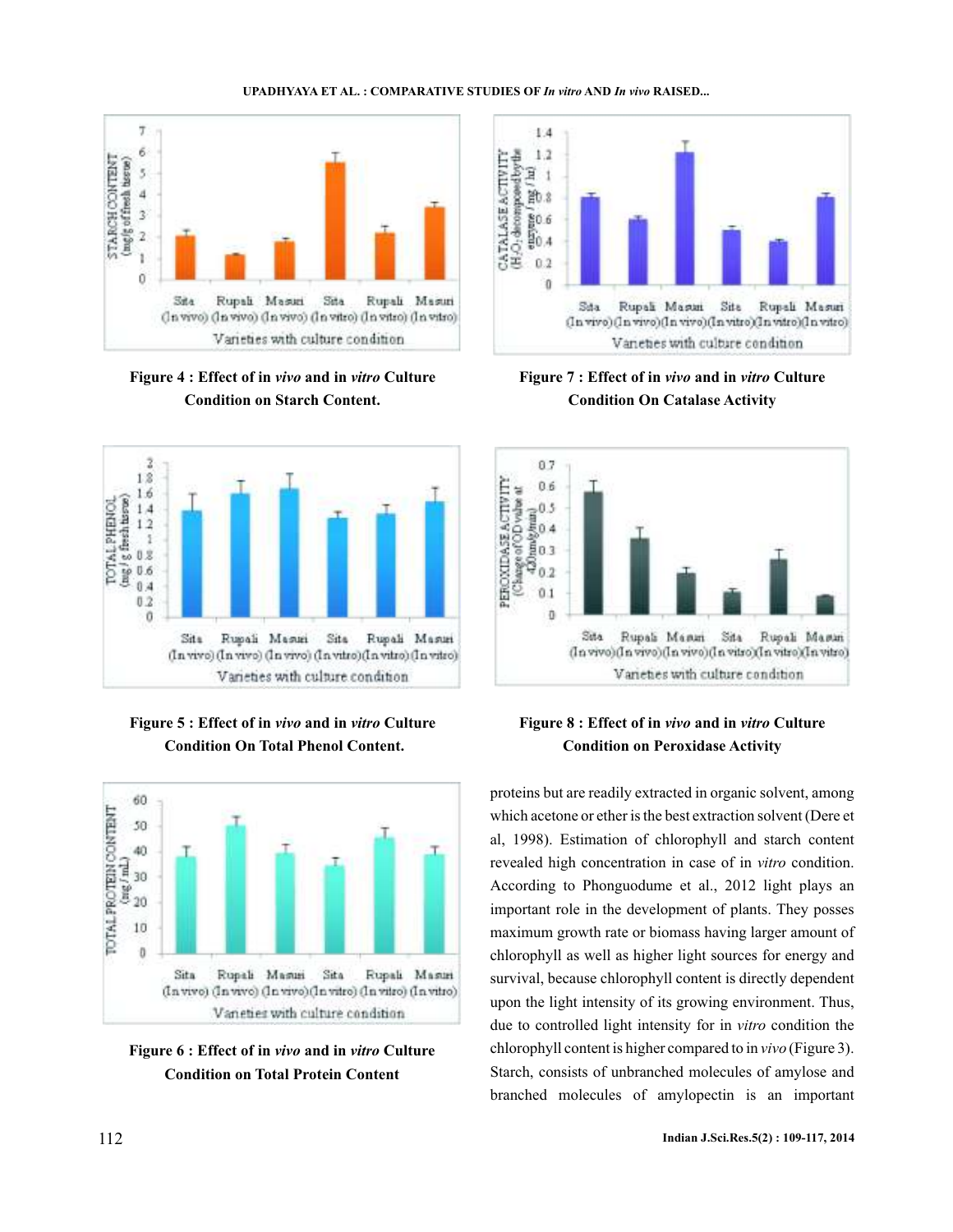**Figure 4 : Effect of in *vivo* and in *vitro* Culture Condition on Starch Content.**

**Figure 5 : Effect of in *vivo* and in *vitro* Culture Condition On Total Phenol Content.**

**Figure 6 : Effect of in *vivo* and in *vitro* Culture Condition on Total Protein Content**

**Figure 7 : Effect of in *vivo* and in *vitro* Culture Condition On Catalase Activity**

**Figure 8 : Effect of in *vivo* and in *vitro* Culture Condition on Peroxidase Activity**

proteins but are readily extracted in organic solvent, among which acetone or ether is the best extraction solvent (Dere et al, 1998). Estimation of chlorophyll and starch content revealed high concentration in case of in *vitro* condition. According to Phonguodume et al., 2012 light plays an important role in the development of plants. They posses maximum growth rate or biomass having larger amount of chlorophyll as well as higher light sources for energy and survival, because chlorophyll content is directly dependent upon the light intensity of its growing environment. Thus, due to controlled light intensity for in *vitro* condition the chlorophyll content is higher compared to in *vivo* (Figure 3). Starch, consists of unbranched molecules of amylose and branched molecules of amylopectin is an important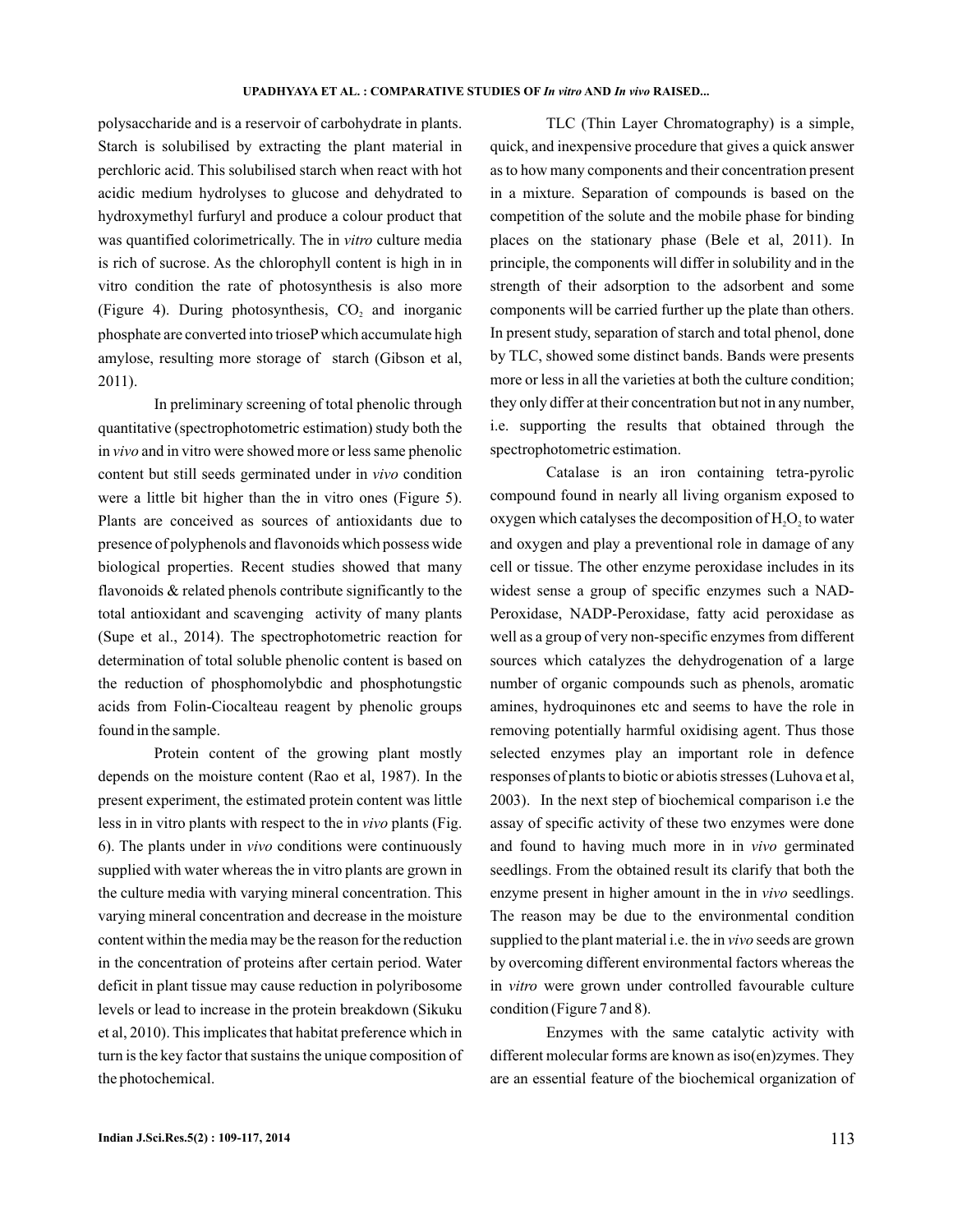polysaccharide and is a reservoir of carbohydrate in plants. Starch is solubilised by extracting the plant material in perchloric acid. This solubilised starch when react with hot acidic medium hydrolyses to glucose and dehydrated to hydroxymethyl furfuryl and produce a colour product that was quantified colorimetrically. The in *vitro* culture media is rich of sucrose. As the chlorophyll content is high in in vitro condition the rate of photosynthesis is also more (Figure 4). During photosynthesis, $CO_2$ and inorganic phosphate are converted into trioseP which accumulate high amylose, resulting more storage of starch (Gibson et al, 2011).

In preliminary screening of total phenolic through quantitative (spectrophotometric estimation) study both the in *vivo* and in vitro were showed more or less same phenolic content but still seeds germinated under in *vivo* condition were a little bit higher than the in vitro ones (Figure 5). Plants are conceived as sources of antioxidants due to presence of polyphenols and flavonoids which possess wide biological properties. Recent studies showed that many flavonoids & related phenols contribute significantly to the total antioxidant and scavenging activity of many plants (Supe et al., 2014). The spectrophotometric reaction for determination of total soluble phenolic content is based on the reduction of phosphomolybdic and phosphotungstic acids from Folin-Ciocalteau reagent by phenolic groups found in the sample.

Protein content of the growing plant mostly depends on the moisture content (Rao et al, 1987). In the present experiment, the estimated protein content was little less in in vitro plants with respect to the in *vivo* plants (Fig. 6). The plants under in *vivo* conditions were continuously supplied with water whereas the in vitro plants are grown in the culture media with varying mineral concentration. This varying mineral concentration and decrease in the moisture content within the media may be the reason for the reduction in the concentration of proteins after certain period. Water deficit in plant tissue may cause reduction in polyribosome levels or lead to increase in the protein breakdown (Sikuku et al, 2010). This implicates that habitat preference which in turn is the key factor that sustains the unique composition of the photochemical.

TLC (Thin Layer Chromatography) is a simple, quick, and inexpensive procedure that gives a quick answer as to how many components and their concentration present in a mixture. Separation of compounds is based on the competition of the solute and the mobile phase for binding places on the stationary phase (Bele et al, 2011). In principle, the components will differ in solubility and in the strength of their adsorption to the adsorbent and some components will be carried further up the plate than others. In present study, separation of starch and total phenol, done by TLC, showed some distinct bands. Bands were presents more or less in all the varieties at both the culture condition; they only differ at their concentration but not in any number, i.e. supporting the results that obtained through the spectrophotometric estimation.

Catalase is an iron containing tetra-pyrolic compound found in nearly all living organism exposed to oxygen which catalyses the decomposition of $H_2O_2$ to water and oxygen and play a preventional role in damage of any cell or tissue. The other enzyme peroxidase includes in its widest sense a group of specific enzymes such a NAD-Peroxidase, NADP-Peroxidase, fatty acid peroxidase as well as a group of very non-specific enzymes from different sources which catalyzes the dehydrogenation of a large number of organic compounds such as phenols, aromatic amines, hydroquinones etc and seems to have the role in removing potentially harmful oxidising agent. Thus those selected enzymes play an important role in defence responses of plants to biotic or abiotis stresses (Luhova et al, 2003). In the next step of biochemical comparison i.e the assay of specific activity of these two enzymes were done and found to having much more in in *vivo* germinated seedlings. From the obtained result its clarify that both the enzyme present in higher amount in the in *vivo* seedlings. The reason may be due to the environmental condition supplied to the plant material i.e. the in *vivo* seeds are grown by overcoming different environmental factors whereas the in *vitro* were grown under controlled favourable culture condition (Figure 7 and 8).

Enzymes with the same catalytic activity with different molecular forms are known as iso(en)zymes. They are an essential feature of the biochemical organization of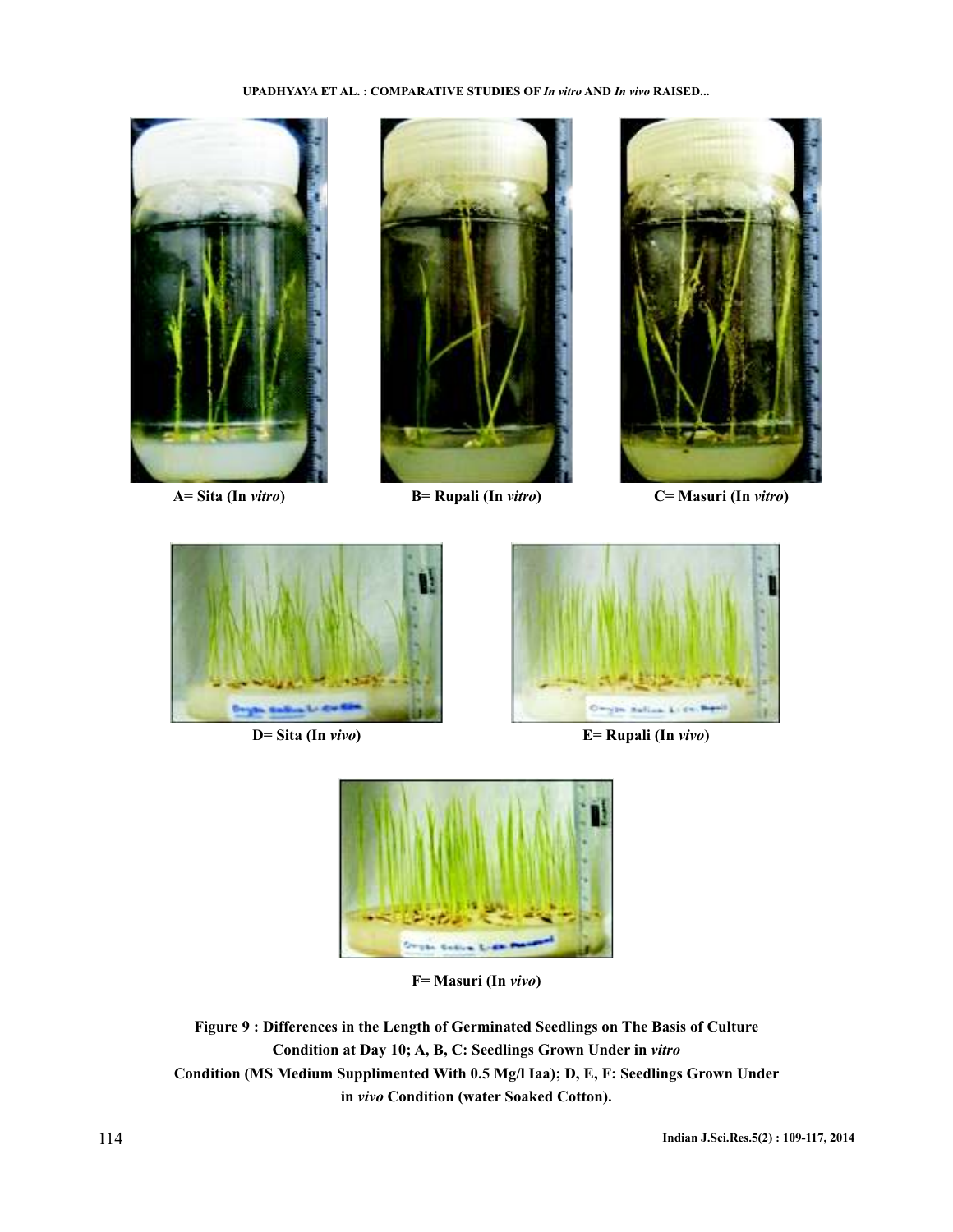A= Sita (In *vitro*)

B= Rupali (In *vitro*)

C= Masuri (In *vitro*)

D= Sita (In *vivo*)

E= Rupali (In *vivo*)

F= Masuri (In *vivo*)

**Figure 9 : Differences in the Length of Germinated Seedlings on The Basis of Culture Condition at Day 10; A, B, C: Seedlings Grown Under in *vitro* Condition (MS Medium Supplimented With 0.5 Mg/l Iaa); D, E, F: Seedlings Grown Under in *vivo* Condition (water Soaked Cotton).**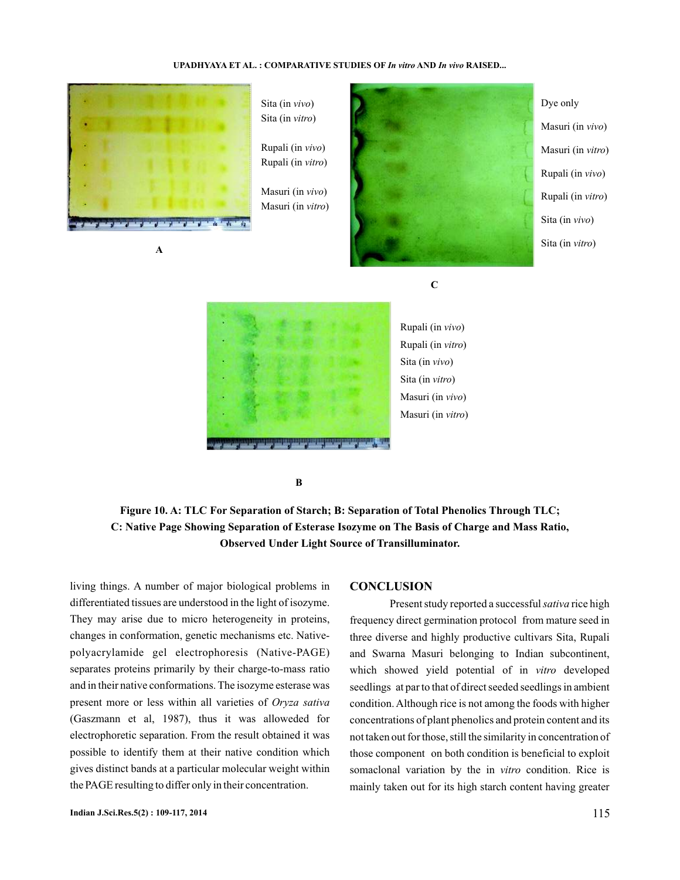Sita (in *vivo*)
Sita (in *vitro*)

Rupali (in *vivo*)
Rupali (in *vitro*)

Masuri (in *vivo*)
Masuri (in *vitro*)

A

Dye only

Masuri (in *vivo*)

Masuri (in *vitro*)

Rupali (in *vivo*)

Rupali (in *vitro*)

Sita (in *vivo*)

Sita (in *vitro*)

C

Rupali (in *vivo*)
Rupali (in *vitro*)
Sita (in *vivo*)
Sita (in *vitro*)
Masuri (in *vivo*)
Masuri (in *vitro*)

B

**Figure 10. A: TLC For Separation of Starch; B: Separation of Total Phenolics Through TLC; C: Native Page Showing Separation of Esterase Isozyme on The Basis of Charge and Mass Ratio, Observed Under Light Source of Transilluminator.**

living things. A number of major biological problems in differentiated tissues are understood in the light of isozyme. They may arise due to micro heterogeneity in proteins, changes in conformation, genetic mechanisms etc. Native-polyacrylamide gel electrophoresis (Native-PAGE) separates proteins primarily by their charge-to-mass ratio and in their native conformations. The isozyme esterase was present more or less within all varieties of *Oryza sativa* (Gaszmann et al, 1987), thus it was alloweded for electrophoretic separation. From the result obtained it was possible to identify them at their native condition which gives distinct bands at a particular molecular weight within the PAGE resulting to differ only in their concentration.

## CONCLUSION

Present study reported a successful *sativa* rice high frequency direct germination protocol from mature seed in three diverse and highly productive cultivars Sita, Rupali and Swarna Masuri belonging to Indian subcontinent, which showed yield potential of in *vitro* developed seedlings at par to that of direct seeded seedlings in ambient condition. Although rice is not among the foods with higher concentrations of plant phenolics and protein content and its not taken out for those, still the similarity in concentration of those component on both condition is beneficial to exploit somaclonal variation by the in *vitro* condition. Rice is mainly taken out for its high starch content having greater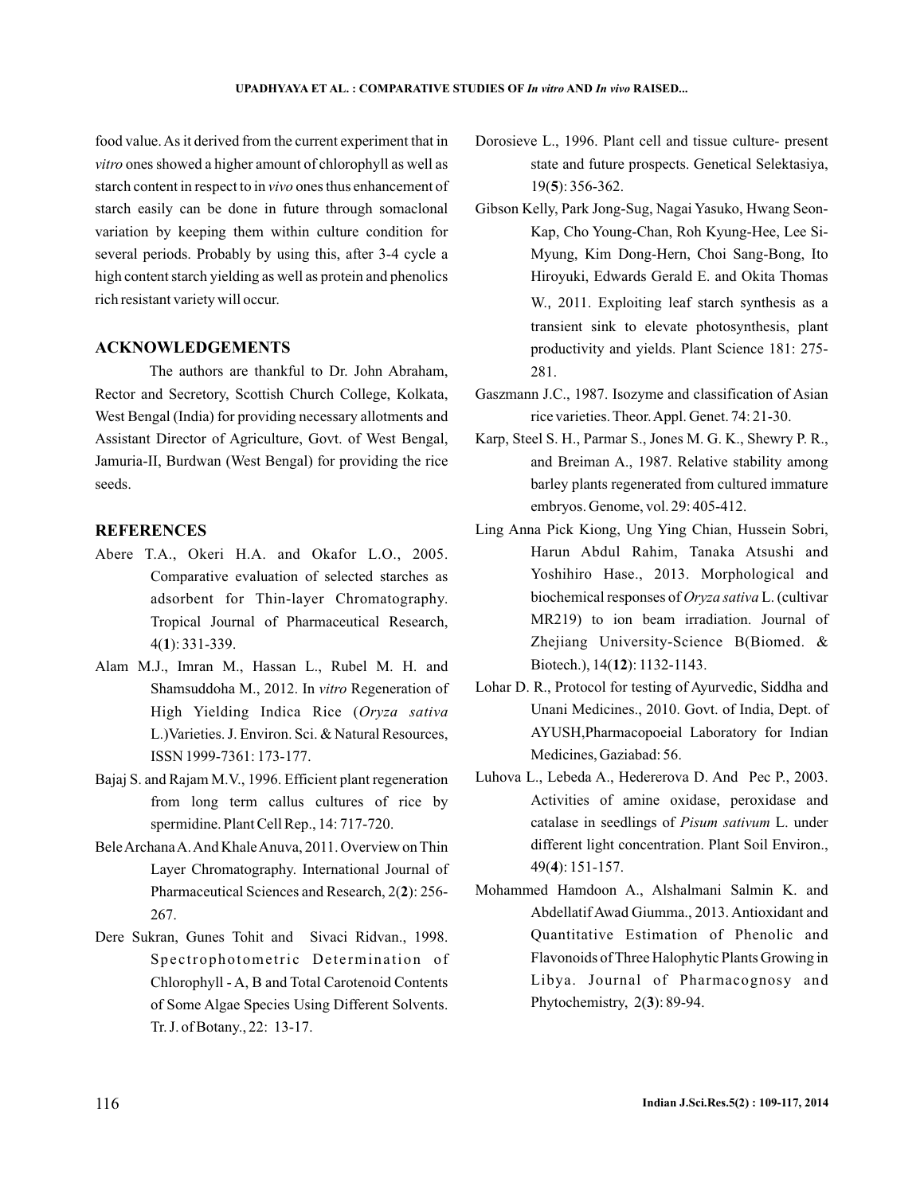food value. As it derived from the current experiment that in *vitro* ones showed a higher amount of chlorophyll as well as starch content in respect to in *vivo* ones thus enhancement of starch easily can be done in future through somaclonal variation by keeping them within culture condition for several periods. Probably by using this, after 3-4 cycle a high content starch yielding as well as protein and phenolics rich resistant variety will occur.

## ACKNOWLEDGEMENTS

The authors are thankful to Dr. John Abraham, Rector and Secretory, Scottish Church College, Kolkata, West Bengal (India) for providing necessary allotments and Assistant Director of Agriculture, Govt. of West Bengal, Jamuria-II, Burdwan (West Bengal) for providing the rice seeds.

## REFERENCES

Abere T.A., Okeri H.A. and Okafor L.O., 2005. Comparative evaluation of selected starches as adsorbent for Thin-layer Chromatography. Tropical Journal of Pharmaceutical Research, 4(**1**): 331-339.

Alam M.J., Imran M., Hassan L., Rubel M. H. and Shamsuddoha M., 2012. In *vitro* Regeneration of High Yielding Indica Rice (*Oryza sativa* L.)Varieties. J. Environ. Sci. & Natural Resources, ISSN 1999-7361: 173-177.

Bajaj S. and Rajam M.V., 1996. Efficient plant regeneration from long term callus cultures of rice by spermidine. Plant Cell Rep., 14: 717-720.

Bele Archana A. And Khale Anuva, 2011. Overview on Thin Layer Chromatography. International Journal of Pharmaceutical Sciences and Research, 2(**2**): 256-267.

Dere Sukran, Gunes Tohit and Sivaci Ridvan., 1998. Spectrophotometric Determination of Chlorophyll - A, B and Total Carotenoid Contents of Some Algae Species Using Different Solvents. Tr. J. of Botany., 22: 13-17.

Dorosieve L., 1996. Plant cell and tissue culture- present state and future prospects. Genetical Selektasiya, 19(**5**): 356-362.

Gibson Kelly, Park Jong-Sug, Nagai Yasuko, Hwang Seon-Kap, Cho Young-Chan, Roh Kyung-Hee, Lee Si-Myung, Kim Dong-Hern, Choi Sang-Bong, Ito Hiroyuki, Edwards Gerald E. and Okita Thomas W., 2011. Exploiting leaf starch synthesis as a transient sink to elevate photosynthesis, plant productivity and yields. Plant Science 181: 275-281.

Gaszmann J.C., 1987. Isozyme and classification of Asian rice varieties. Theor. Appl. Genet. 74: 21-30.

Karp, Steel S. H., Parmar S., Jones M. G. K., Shewry P. R., and Breiman A., 1987. Relative stability among barley plants regenerated from cultured immature embryos. Genome, vol. 29: 405-412.

Ling Anna Pick Kiong, Ung Ying Chian, Hussein Sobri, Harun Abdul Rahim, Tanaka Atsushi and Yoshihiro Hase., 2013. Morphological and biochemical responses of *Oryza sativa* L. (cultivar MR219) to ion beam irradiation. Journal of Zhejiang University-Science B(Biomed. & Biotech.), 14(**12**): 1132-1143.

Lohar D. R., Protocol for testing of Ayurvedic, Siddha and Unani Medicines., 2010. Govt. of India, Dept. of AYUSH,Pharmacopoeial Laboratory for Indian Medicines, Gaziabad: 56.

Luhova L., Lebeda A., Hedererova D. And Pec P., 2003. Activities of amine oxidase, peroxidase and catalase in seedlings of *Pisum sativum* L. under different light concentration. Plant Soil Environ., 49(**4**): 151-157.

Mohammed Hamdoon A., Alshalmani Salmin K. and Abdellatif Awad Giumma., 2013. Antioxidant and Quantitative Estimation of Phenolic and Flavonoids of Three Halophytic Plants Growing in Libya. Journal of Pharmacognosy and Phytochemistry, 2(**3**): 89-94.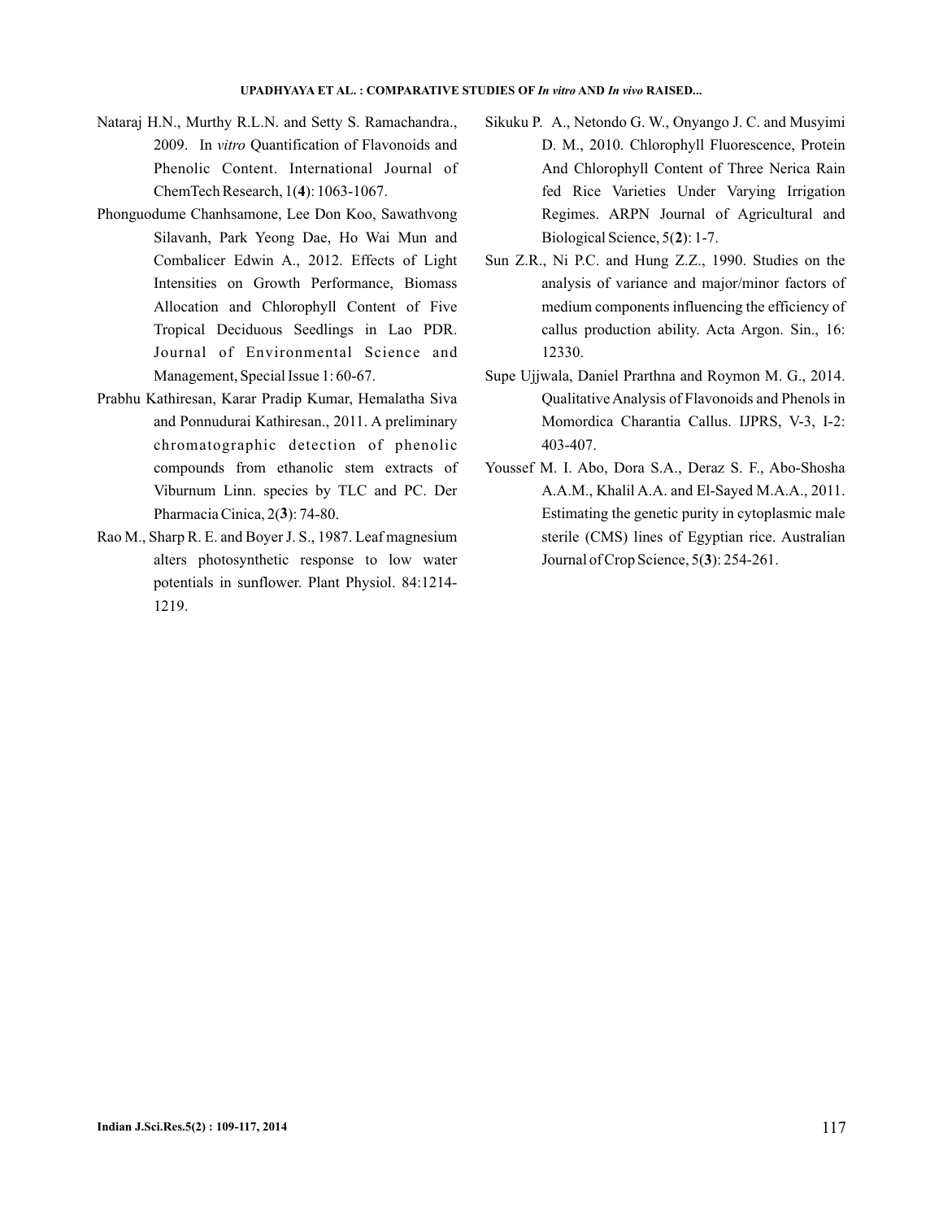Nataraj H.N., Murthy R.L.N. and Setty S. Ramachandra., 2009. In *vitro* Quantification of Flavonoids and Phenolic Content. International Journal of ChemTech Research, 1(**4**): 1063-1067.

Phonguodume Chanhsamone, Lee Don Koo, Sawathvong Silavanh, Park Yeong Dae, Ho Wai Mun and Combalicer Edwin A., 2012. Effects of Light Intensities on Growth Performance, Biomass Allocation and Chlorophyll Content of Five Tropical Deciduous Seedlings in Lao PDR. Journal of Environmental Science and Management, Special Issue 1: 60-67.

Prabhu Kathiresan, Karar Pradip Kumar, Hemalatha Siva and Ponnudurai Kathiresan., 2011. A preliminary chromatographic detection of phenolic compounds from ethanolic stem extracts of Viburnum Linn. species by TLC and PC. Der Pharmacia Cinica, 2(**3**): 74-80.

Rao M., Sharp R. E. and Boyer J. S., 1987. Leaf magnesium alters photosynthetic response to low water potentials in sunflower. Plant Physiol. 84:1214-1219.

Sikuku P. A., Netondo G. W., Onyango J. C. and Musyimi D. M., 2010. Chlorophyll Fluorescence, Protein And Chlorophyll Content of Three Nerica Rain fed Rice Varieties Under Varying Irrigation Regimes. ARPN Journal of Agricultural and Biological Science, 5(**2**): 1-7.

Sun Z.R., Ni P.C. and Hung Z.Z., 1990. Studies on the analysis of variance and major/minor factors of medium components influencing the efficiency of callus production ability. Acta Argon. Sin., 16: 12330.

Supe Ujjwala, Daniel Prarthna and Roymon M. G., 2014. Qualitative Analysis of Flavonoids and Phenols in Momordica Charantia Callus. IJPRS, V-3, I-2: 403-407.

Youssef M. I. Abo, Dora S.A., Deraz S. F., Abo-Shosha A.A.M., Khalil A.A. and El-Sayed M.A.A., 2011. Estimating the genetic purity in cytoplasmic male sterile (CMS) lines of Egyptian rice. Australian Journal of Crop Science, 5(**3**): 254-261.